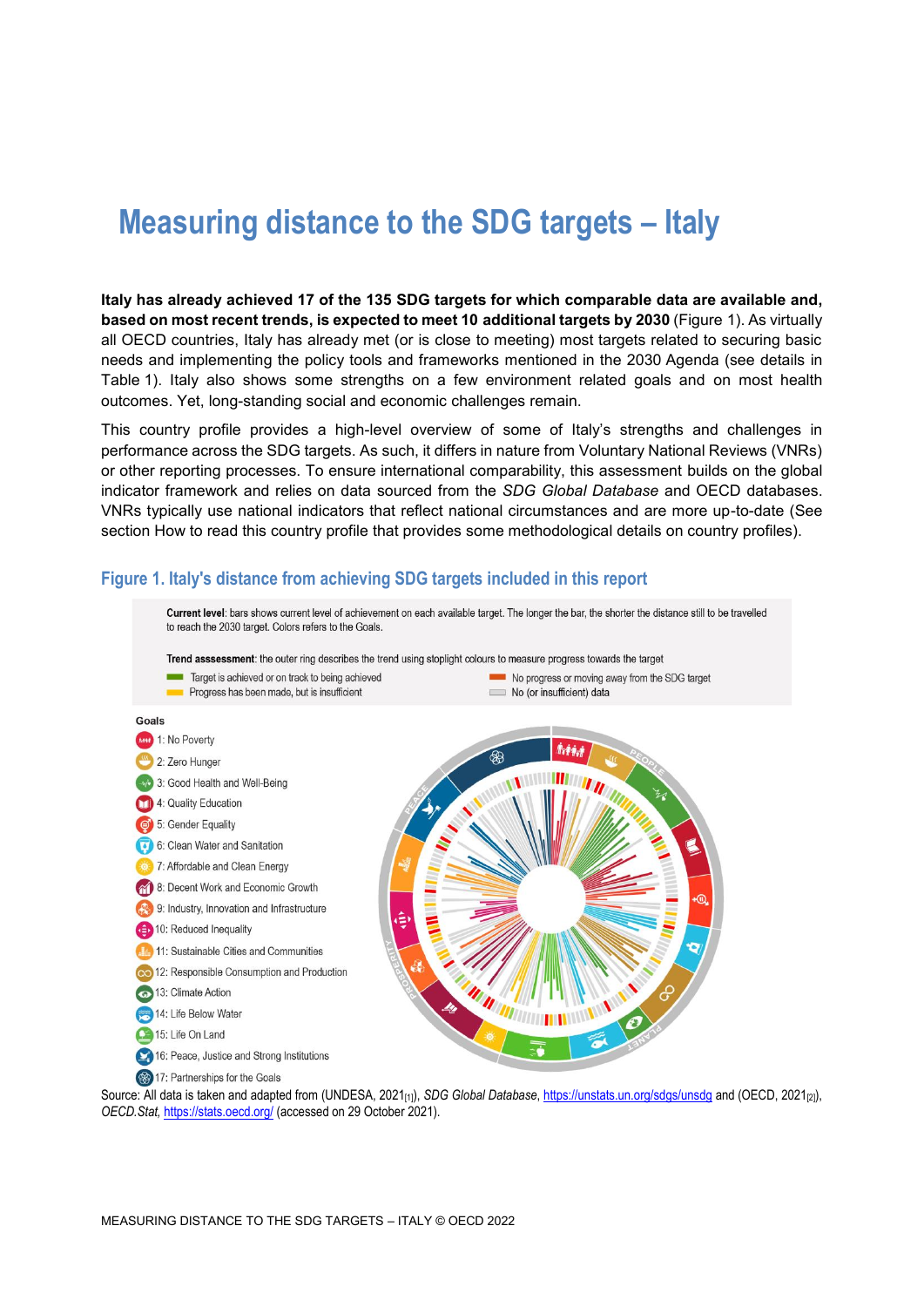# Measuring distance to the SDG targets – Italy

**Italy has already achieved 17 of the 135 SDG targets for which comparable data are available and, based on most recent trends, is expected to meet 10 additional targets by 2030** (Figure 1). As virtually all OECD countries, Italy has already met (or is close to meeting) most targets related to securing basic needs and implementing the policy tools and frameworks mentioned in the 2030 Agenda (see details in Table 1). Italy also shows some strengths on a few environment related goals and on most health outcomes. Yet, long-standing social and economic challenges remain.

This country profile provides a high-level overview of some of Italy's strengths and challenges in performance across the SDG targets. As such, it differs in nature from Voluntary National Reviews (VNRs) or other reporting processes. To ensure international comparability, this assessment builds on the global indicator framework and relies on data sourced from the *SDG Global Database* and OECD databases. VNRs typically use national indicators that reflect national circumstances and are more up-to-date (See section How to read this country profile that provides some methodological details on country profiles).

## Figure 1. Italy's distance from achieving SDG targets included in this report

**Current level**: bars shows current level of achievement on each available target. The longer the bar, the shorter the distance still to be travelled to reach the 2030 target. Colors refers to the Goals.

**Trend asssessment**: the outer ring describes the trend using stoplight colours to measure progress towards the target

- Target is achieved or on track to being achieved
- Progress has been made, but is insufficient
- No progress or moving away from the SDG target
- No (or insufficient) data

Goals

1: No Poverty
2: Zero Hunger
3: Good Health and Well-Being
4: Quality Education
5: Gender Equality
6: Clean Water and Sanitation
7: Affordable and Clean Energy
8: Decent Work and Economic Growth
9: Industry, Innovation and Infrastructure
10: Reduced Inequality
11: Sustainable Cities and Communities
12: Responsible Consumption and Production
13: Climate Action
14: Life Below Water
15: Life On Land
16: Peace, Justice and Strong Institutions
17: Partnerships for the Goals

Source: All data is taken and adapted from (UNDESA, 2021[1]), *SDG Global Database*, https://unstats.un.org/sdgs/unsdg and (OECD, 2021[2]), *OECD.Stat*, https://stats.oecd.org/ (accessed on 29 October 2021).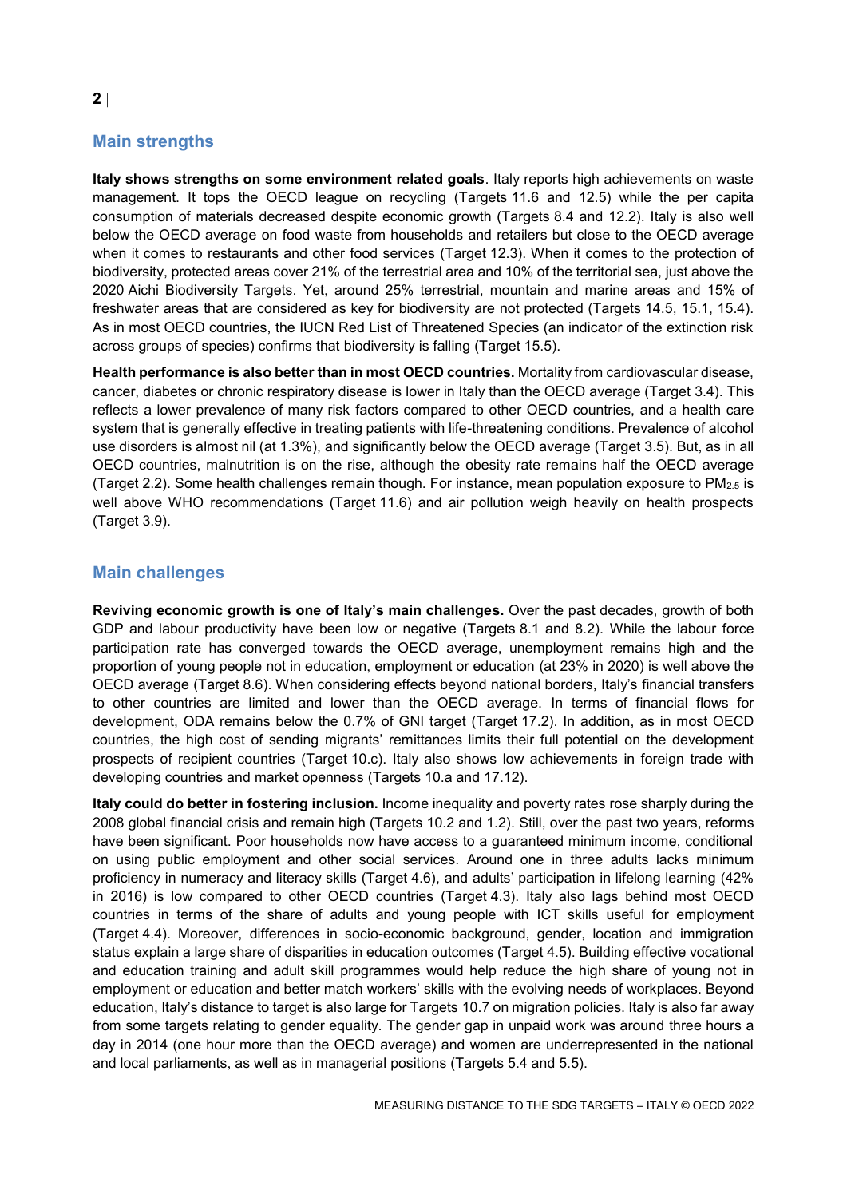## Main strengths

**Italy shows strengths on some environment related goals**. Italy reports high achievements on waste management. It tops the OECD league on recycling (Targets 11.6 and 12.5) while the per capita consumption of materials decreased despite economic growth (Targets 8.4 and 12.2). Italy is also well below the OECD average on food waste from households and retailers but close to the OECD average when it comes to restaurants and other food services (Target 12.3). When it comes to the protection of biodiversity, protected areas cover 21% of the terrestrial area and 10% of the territorial sea, just above the 2020 Aichi Biodiversity Targets. Yet, around 25% terrestrial, mountain and marine areas and 15% of freshwater areas that are considered as key for biodiversity are not protected (Targets 14.5, 15.1, 15.4). As in most OECD countries, the IUCN Red List of Threatened Species (an indicator of the extinction risk across groups of species) confirms that biodiversity is falling (Target 15.5).

**Health performance is also better than in most OECD countries.** Mortality from cardiovascular disease, cancer, diabetes or chronic respiratory disease is lower in Italy than the OECD average (Target 3.4). This reflects a lower prevalence of many risk factors compared to other OECD countries, and a health care system that is generally effective in treating patients with life-threatening conditions. Prevalence of alcohol use disorders is almost nil (at 1.3%), and significantly below the OECD average (Target 3.5). But, as in all OECD countries, malnutrition is on the rise, although the obesity rate remains half the OECD average (Target 2.2). Some health challenges remain though. For instance, mean population exposure to $PM_{2.5}$ is well above WHO recommendations (Target 11.6) and air pollution weigh heavily on health prospects (Target 3.9).

## Main challenges

**Reviving economic growth is one of Italy's main challenges.** Over the past decades, growth of both GDP and labour productivity have been low or negative (Targets 8.1 and 8.2). While the labour force participation rate has converged towards the OECD average, unemployment remains high and the proportion of young people not in education, employment or education (at 23% in 2020) is well above the OECD average (Target 8.6). When considering effects beyond national borders, Italy's financial transfers to other countries are limited and lower than the OECD average. In terms of financial flows for development, ODA remains below the 0.7% of GNI target (Target 17.2). In addition, as in most OECD countries, the high cost of sending migrants' remittances limits their full potential on the development prospects of recipient countries (Target 10.c). Italy also shows low achievements in foreign trade with developing countries and market openness (Targets 10.a and 17.12).

**Italy could do better in fostering inclusion.** Income inequality and poverty rates rose sharply during the 2008 global financial crisis and remain high (Targets 10.2 and 1.2). Still, over the past two years, reforms have been significant. Poor households now have access to a guaranteed minimum income, conditional on using public employment and other social services. Around one in three adults lacks minimum proficiency in numeracy and literacy skills (Target 4.6), and adults' participation in lifelong learning (42% in 2016) is low compared to other OECD countries (Target 4.3). Italy also lags behind most OECD countries in terms of the share of adults and young people with ICT skills useful for employment (Target 4.4). Moreover, differences in socio-economic background, gender, location and immigration status explain a large share of disparities in education outcomes (Target 4.5). Building effective vocational and education training and adult skill programmes would help reduce the high share of young not in employment or education and better match workers' skills with the evolving needs of workplaces. Beyond education, Italy's distance to target is also large for Targets 10.7 on migration policies. Italy is also far away from some targets relating to gender equality. The gender gap in unpaid work was around three hours a day in 2014 (one hour more than the OECD average) and women are underrepresented in the national and local parliaments, as well as in managerial positions (Targets 5.4 and 5.5).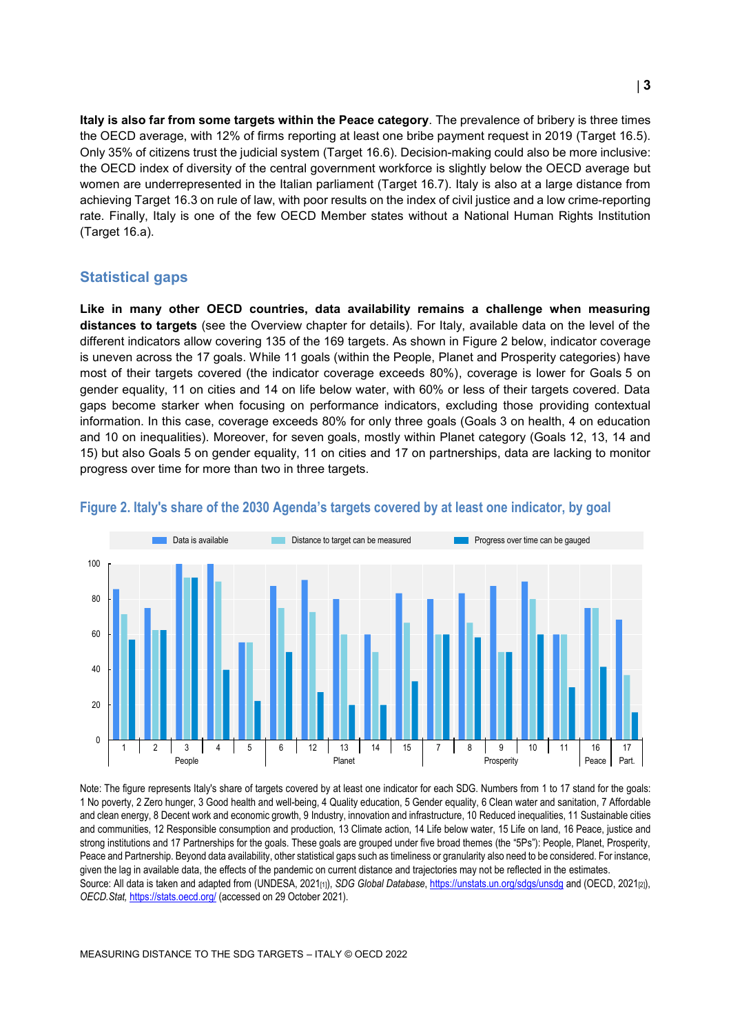**Italy is also far from some targets within the Peace category**. The prevalence of bribery is three times the OECD average, with 12% of firms reporting at least one bribe payment request in 2019 (Target 16.5). Only 35% of citizens trust the judicial system (Target 16.6). Decision-making could also be more inclusive: the OECD index of diversity of the central government workforce is slightly below the OECD average but women are underrepresented in the Italian parliament (Target 16.7). Italy is also at a large distance from achieving Target 16.3 on rule of law, with poor results on the index of civil justice and a low crime-reporting rate. Finally, Italy is one of the few OECD Member states without a National Human Rights Institution (Target 16.a).

## Statistical gaps

**Like in many other OECD countries, data availability remains a challenge when measuring distances to targets** (see the Overview chapter for details). For Italy, available data on the level of the different indicators allow covering 135 of the 169 targets. As shown in Figure 2 below, indicator coverage is uneven across the 17 goals. While 11 goals (within the People, Planet and Prosperity categories) have most of their targets covered (the indicator coverage exceeds 80%), coverage is lower for Goals 5 on gender equality, 11 on cities and 14 on life below water, with 60% or less of their targets covered. Data gaps become starker when focusing on performance indicators, excluding those providing contextual information. In this case, coverage exceeds 80% for only three goals (Goals 3 on health, 4 on education and 10 on inequalities). Moreover, for seven goals, mostly within Planet category (Goals 12, 13, 14 and 15) but also Goals 5 on gender equality, 11 on cities and 17 on partnerships, data are lacking to monitor progress over time for more than two in three targets.

### Figure 2. Italy's share of the 2030 Agenda's targets covered by at least one indicator, by goal

Note: The figure represents Italy's share of targets covered by at least one indicator for each SDG. Numbers from 1 to 17 stand for the goals: 1 No poverty, 2 Zero hunger, 3 Good health and well-being, 4 Quality education, 5 Gender equality, 6 Clean water and sanitation, 7 Affordable and clean energy, 8 Decent work and economic growth, 9 Industry, innovation and infrastructure, 10 Reduced inequalities, 11 Sustainable cities and communities, 12 Responsible consumption and production, 13 Climate action, 14 Life below water, 15 Life on land, 16 Peace, justice and strong institutions and 17 Partnerships for the goals. These goals are grouped under five broad themes (the "5Ps"): People, Planet, Prosperity, Peace and Partnership. Beyond data availability, other statistical gaps such as timeliness or granularity also need to be considered. For instance, given the lag in available data, the effects of the pandemic on current distance and trajectories may not be reflected in the estimates.

Source: All data is taken and adapted from (UNDESA, 2021[1]), *SDG Global Database*, https://unstats.un.org/sdgs/unsdg and (OECD, 2021[2]), *OECD.Stat*, https://stats.oecd.org/ (accessed on 29 October 2021).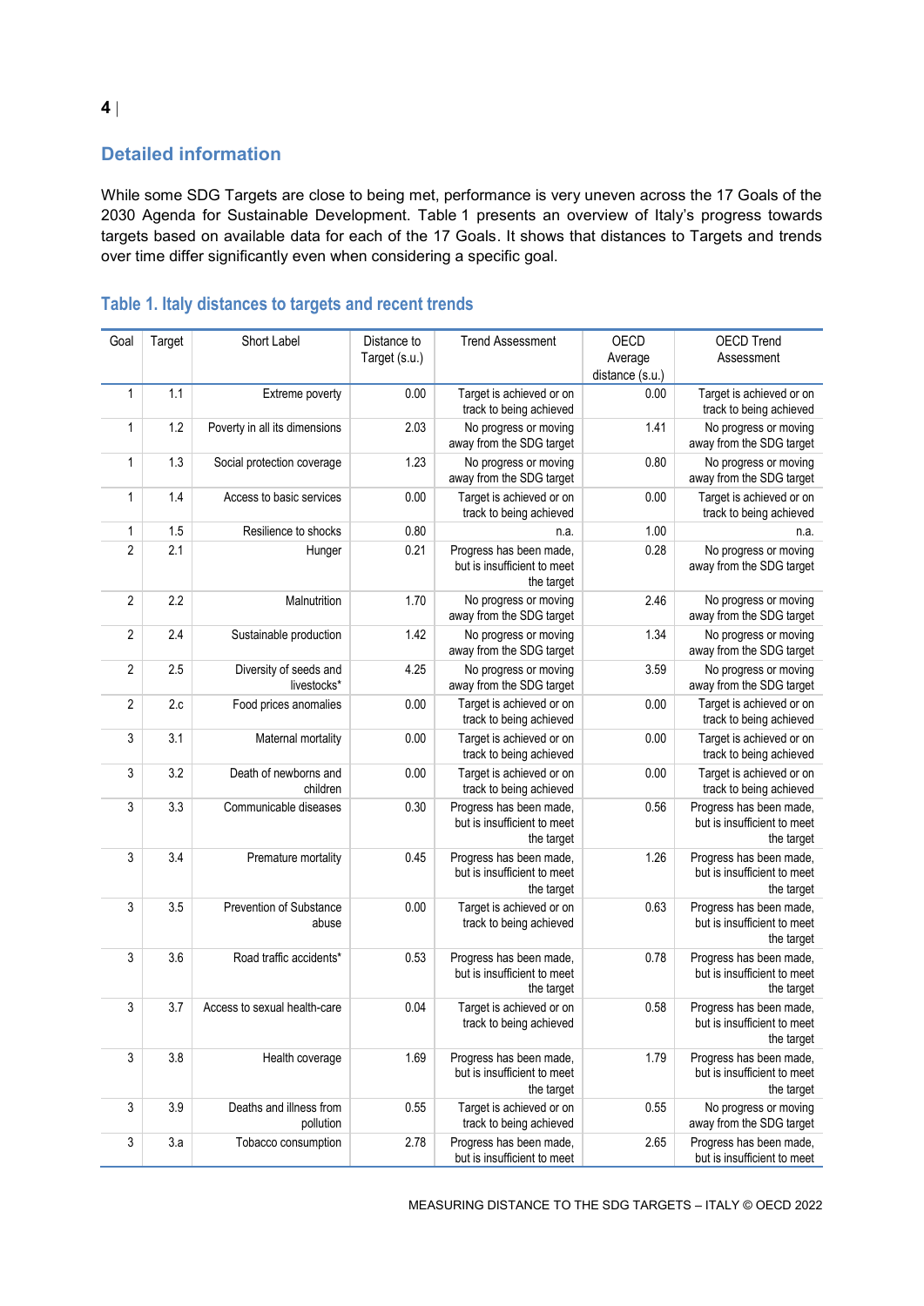## Detailed information

While some SDG Targets are close to being met, performance is very uneven across the 17 Goals of the 2030 Agenda for Sustainable Development. Table 1 presents an overview of Italy's progress towards targets based on available data for each of the 17 Goals. It shows that distances to Targets and trends over time differ significantly even when considering a specific goal.

### Table 1. Italy distances to targets and recent trends

| Goal | Target | Short Label | Distance to Target (s.u.) | Trend Assessment | OECD Average distance (s.u.) | OECD Trend Assessment |
|---|---|---|---|---|---|---|
| 1 | 1.1 | Extreme poverty | 0.00 | Target is achieved or on track to being achieved | 0.00 | Target is achieved or on track to being achieved |
| 1 | 1.2 | Poverty in all its dimensions | 2.03 | No progress or moving away from the SDG target | 1.41 | No progress or moving away from the SDG target |
| 1 | 1.3 | Social protection coverage | 1.23 | No progress or moving away from the SDG target | 0.80 | No progress or moving away from the SDG target |
| 1 | 1.4 | Access to basic services | 0.00 | Target is achieved or on track to being achieved | 0.00 | Target is achieved or on track to being achieved |
| 1 | 1.5 | Resilience to shocks | 0.80 | n.a. | 1.00 | n.a. |
| 2 | 2.1 | Hunger | 0.21 | Progress has been made, but is insufficient to meet the target | 0.28 | No progress or moving away from the SDG target |
| 2 | 2.2 | Malnutrition | 1.70 | No progress or moving away from the SDG target | 2.46 | No progress or moving away from the SDG target |
| 2 | 2.4 | Sustainable production | 1.42 | No progress or moving away from the SDG target | 1.34 | No progress or moving away from the SDG target |
| 2 | 2.5 | Diversity of seeds and livestocks* | 4.25 | No progress or moving away from the SDG target | 3.59 | No progress or moving away from the SDG target |
| 2 | 2.c | Food prices anomalies | 0.00 | Target is achieved or on track to being achieved | 0.00 | Target is achieved or on track to being achieved |
| 3 | 3.1 | Maternal mortality | 0.00 | Target is achieved or on track to being achieved | 0.00 | Target is achieved or on track to being achieved |
| 3 | 3.2 | Death of newborns and children | 0.00 | Target is achieved or on track to being achieved | 0.00 | Target is achieved or on track to being achieved |
| 3 | 3.3 | Communicable diseases | 0.30 | Progress has been made, but is insufficient to meet the target | 0.56 | Progress has been made, but is insufficient to meet the target |
| 3 | 3.4 | Premature mortality | 0.45 | Progress has been made, but is insufficient to meet the target | 1.26 | Progress has been made, but is insufficient to meet the target |
| 3 | 3.5 | Prevention of Substance abuse | 0.00 | Target is achieved or on track to being achieved | 0.63 | Progress has been made, but is insufficient to meet the target |
| 3 | 3.6 | Road traffic accidents* | 0.53 | Progress has been made, but is insufficient to meet the target | 0.78 | Progress has been made, but is insufficient to meet the target |
| 3 | 3.7 | Access to sexual health-care | 0.04 | Target is achieved or on track to being achieved | 0.58 | Progress has been made, but is insufficient to meet the target |
| 3 | 3.8 | Health coverage | 1.69 | Progress has been made, but is insufficient to meet the target | 1.79 | Progress has been made, but is insufficient to meet the target |
| 3 | 3.9 | Deaths and illness from pollution | 0.55 | Target is achieved or on track to being achieved | 0.55 | No progress or moving away from the SDG target |
| 3 | 3.a | Tobacco consumption | 2.78 | Progress has been made, but is insufficient to meet | 2.65 | Progress has been made, but is insufficient to meet |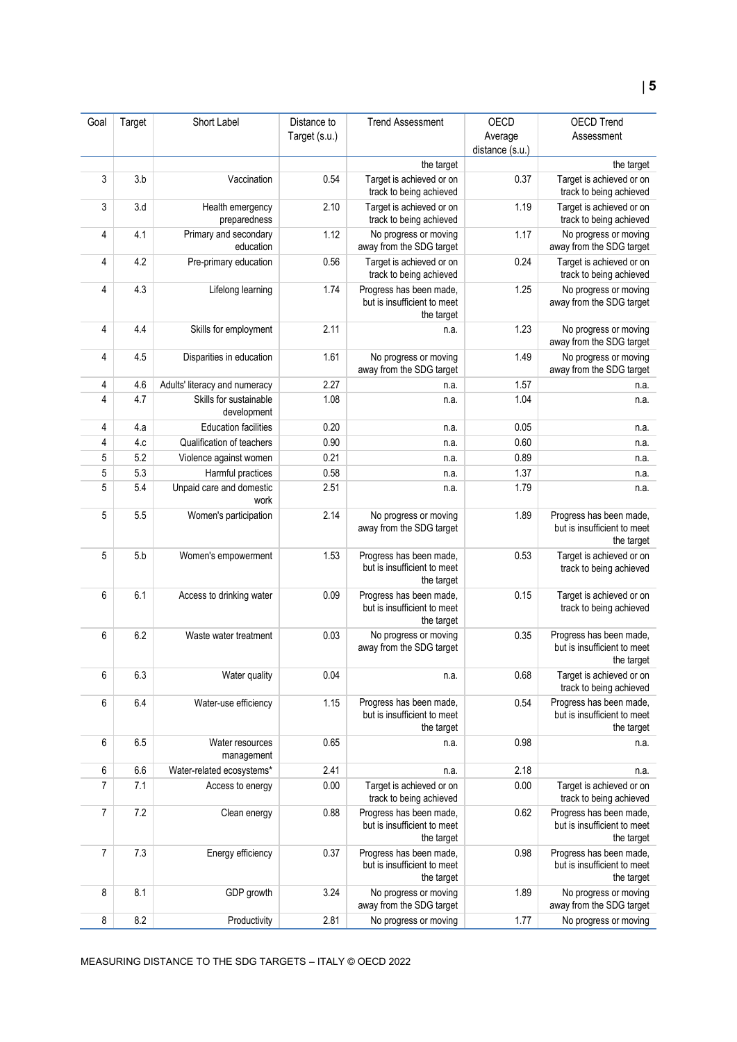| Goal | Target | Short Label | Distance to Target (s.u.) | Trend Assessment | OECD Average distance (s.u.) | OECD Trend Assessment |
|---|---|---|---|---|---|---|
| | | | | the target | | the target |
| 3 | 3.b | Vaccination | 0.54 | Target is achieved or on track to being achieved | 0.37 | Target is achieved or on track to being achieved |
| 3 | 3.d | Health emergency preparedness | 2.10 | Target is achieved or on track to being achieved | 1.19 | Target is achieved or on track to being achieved |
| 4 | 4.1 | Primary and secondary education | 1.12 | No progress or moving away from the SDG target | 1.17 | No progress or moving away from the SDG target |
| 4 | 4.2 | Pre-primary education | 0.56 | Target is achieved or on track to being achieved | 0.24 | Target is achieved or on track to being achieved |
| 4 | 4.3 | Lifelong learning | 1.74 | Progress has been made, but is insufficient to meet the target | 1.25 | No progress or moving away from the SDG target |
| 4 | 4.4 | Skills for employment | 2.11 | n.a. | 1.23 | No progress or moving away from the SDG target |
| 4 | 4.5 | Disparities in education | 1.61 | No progress or moving away from the SDG target | 1.49 | No progress or moving away from the SDG target |
| 4 | 4.6 | Adults' literacy and numeracy | 2.27 | n.a. | 1.57 | n.a. |
| 4 | 4.7 | Skills for sustainable development | 1.08 | n.a. | 1.04 | n.a. |
| 4 | 4.a | Education facilities | 0.20 | n.a. | 0.05 | n.a. |
| 4 | 4.c | Qualification of teachers | 0.90 | n.a. | 0.60 | n.a. |
| 5 | 5.2 | Violence against women | 0.21 | n.a. | 0.89 | n.a. |
| 5 | 5.3 | Harmful practices | 0.58 | n.a. | 1.37 | n.a. |
| 5 | 5.4 | Unpaid care and domestic work | 2.51 | n.a. | 1.79 | n.a. |
| 5 | 5.5 | Women's participation | 2.14 | No progress or moving away from the SDG target | 1.89 | Progress has been made, but is insufficient to meet the target |
| 5 | 5.b | Women's empowerment | 1.53 | Progress has been made, but is insufficient to meet the target | 0.53 | Target is achieved or on track to being achieved |
| 6 | 6.1 | Access to drinking water | 0.09 | Progress has been made, but is insufficient to meet the target | 0.15 | Target is achieved or on track to being achieved |
| 6 | 6.2 | Waste water treatment | 0.03 | No progress or moving away from the SDG target | 0.35 | Progress has been made, but is insufficient to meet the target |
| 6 | 6.3 | Water quality | 0.04 | n.a. | 0.68 | Target is achieved or on track to being achieved |
| 6 | 6.4 | Water-use efficiency | 1.15 | Progress has been made, but is insufficient to meet the target | 0.54 | Progress has been made, but is insufficient to meet the target |
| 6 | 6.5 | Water resources management | 0.65 | n.a. | 0.98 | n.a. |
| 6 | 6.6 | Water-related ecosystems* | 2.41 | n.a. | 2.18 | n.a. |
| 7 | 7.1 | Access to energy | 0.00 | Target is achieved or on track to being achieved | 0.00 | Target is achieved or on track to being achieved |
| 7 | 7.2 | Clean energy | 0.88 | Progress has been made, but is insufficient to meet the target | 0.62 | Progress has been made, but is insufficient to meet the target |
| 7 | 7.3 | Energy efficiency | 0.37 | Progress has been made, but is insufficient to meet the target | 0.98 | Progress has been made, but is insufficient to meet the target |
| 8 | 8.1 | GDP growth | 3.24 | No progress or moving away from the SDG target | 1.89 | No progress or moving away from the SDG target |
| 8 | 8.2 | Productivity | 2.81 | No progress or moving | 1.77 | No progress or moving |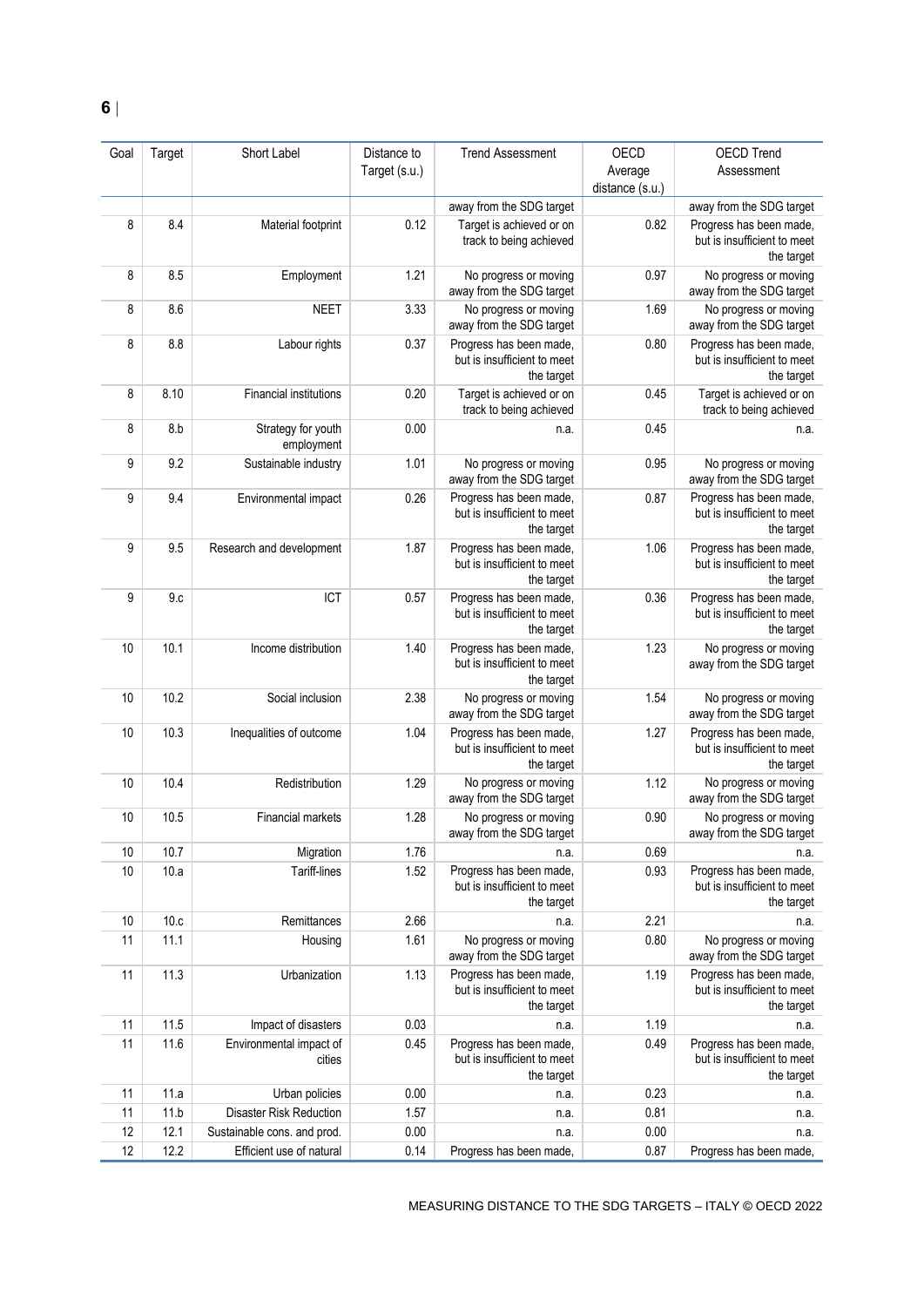| Goal | Target | Short Label | Distance to Target (s.u.) | Trend Assessment | OECD Average distance (s.u.) | OECD Trend Assessment |
|---|---|---|---|---|---|---|
| | | | | away from the SDG target | | away from the SDG target |
| 8 | 8.4 | Material footprint | 0.12 | Target is achieved or on track to being achieved | 0.82 | Progress has been made, but is insufficient to meet the target |
| 8 | 8.5 | Employment | 1.21 | No progress or moving away from the SDG target | 0.97 | No progress or moving away from the SDG target |
| 8 | 8.6 | NEET | 3.33 | No progress or moving away from the SDG target | 1.69 | No progress or moving away from the SDG target |
| 8 | 8.8 | Labour rights | 0.37 | Progress has been made, but is insufficient to meet the target | 0.80 | Progress has been made, but is insufficient to meet the target |
| 8 | 8.10 | Financial institutions | 0.20 | Target is achieved or on track to being achieved | 0.45 | Target is achieved or on track to being achieved |
| 8 | 8.b | Strategy for youth employment | 0.00 | n.a. | 0.45 | n.a. |
| 9 | 9.2 | Sustainable industry | 1.01 | No progress or moving away from the SDG target | 0.95 | No progress or moving away from the SDG target |
| 9 | 9.4 | Environmental impact | 0.26 | Progress has been made, but is insufficient to meet the target | 0.87 | Progress has been made, but is insufficient to meet the target |
| 9 | 9.5 | Research and development | 1.87 | Progress has been made, but is insufficient to meet the target | 1.06 | Progress has been made, but is insufficient to meet the target |
| 9 | 9.c | ICT | 0.57 | Progress has been made, but is insufficient to meet the target | 0.36 | Progress has been made, but is insufficient to meet the target |
| 10 | 10.1 | Income distribution | 1.40 | Progress has been made, but is insufficient to meet the target | 1.23 | No progress or moving away from the SDG target |
| 10 | 10.2 | Social inclusion | 2.38 | No progress or moving away from the SDG target | 1.54 | No progress or moving away from the SDG target |
| 10 | 10.3 | Inequalities of outcome | 1.04 | Progress has been made, but is insufficient to meet the target | 1.27 | Progress has been made, but is insufficient to meet the target |
| 10 | 10.4 | Redistribution | 1.29 | No progress or moving away from the SDG target | 1.12 | No progress or moving away from the SDG target |
| 10 | 10.5 | Financial markets | 1.28 | No progress or moving away from the SDG target | 0.90 | No progress or moving away from the SDG target |
| 10 | 10.7 | Migration | 1.76 | n.a. | 0.69 | n.a. |
| 10 | 10.a | Tariff-lines | 1.52 | Progress has been made, but is insufficient to meet the target | 0.93 | Progress has been made, but is insufficient to meet the target |
| 10 | 10.c | Remittances | 2.66 | n.a. | 2.21 | n.a. |
| 11 | 11.1 | Housing | 1.61 | No progress or moving away from the SDG target | 0.80 | No progress or moving away from the SDG target |
| 11 | 11.3 | Urbanization | 1.13 | Progress has been made, but is insufficient to meet the target | 1.19 | Progress has been made, but is insufficient to meet the target |
| 11 | 11.5 | Impact of disasters | 0.03 | n.a. | 1.19 | n.a. |
| 11 | 11.6 | Environmental impact of cities | 0.45 | Progress has been made, but is insufficient to meet the target | 0.49 | Progress has been made, but is insufficient to meet the target |
| 11 | 11.a | Urban policies | 0.00 | n.a. | 0.23 | n.a. |
| 11 | 11.b | Disaster Risk Reduction | 1.57 | n.a. | 0.81 | n.a. |
| 12 | 12.1 | Sustainable cons. and prod. | 0.00 | n.a. | 0.00 | n.a. |
| 12 | 12.2 | Efficient use of natural | 0.14 | Progress has been made, | 0.87 | Progress has been made, |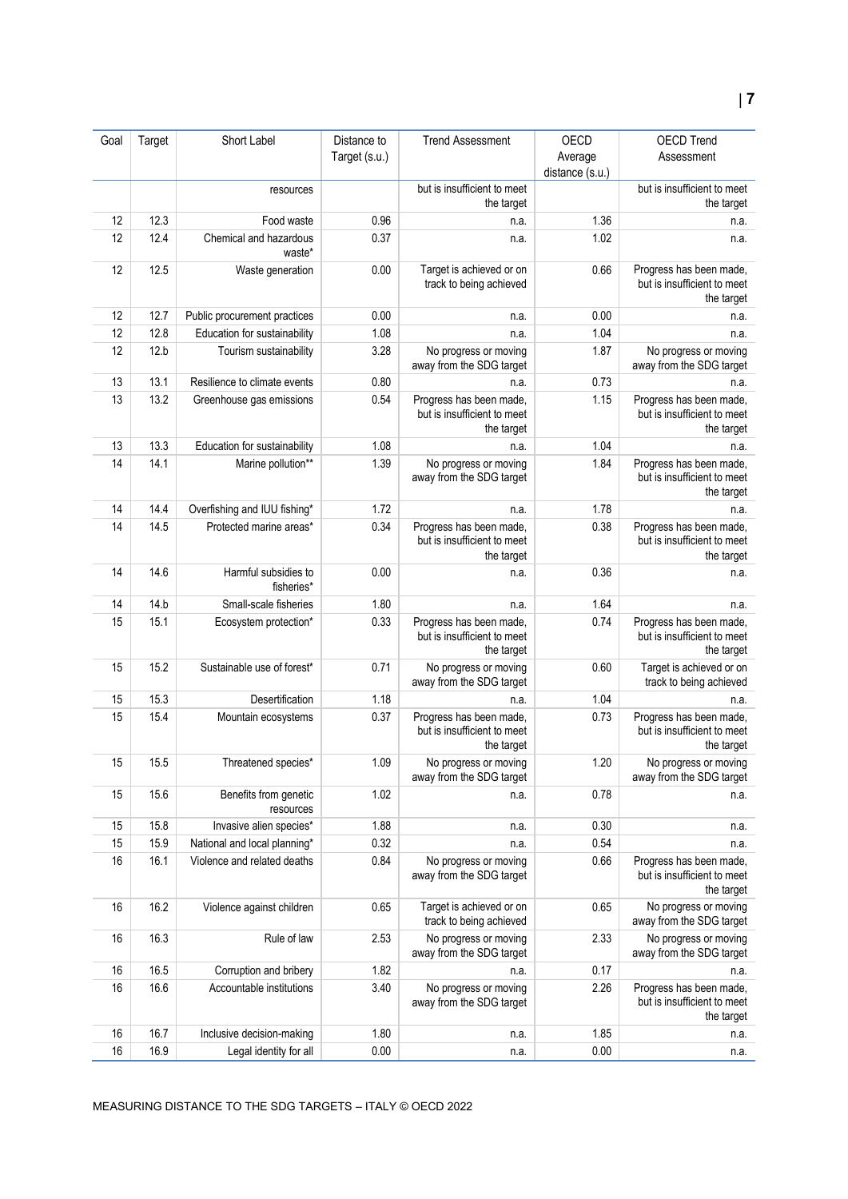| Goal | Target | Short Label | Distance to Target (s.u.) | Trend Assessment | OECD Average distance (s.u.) | OECD Trend Assessment |
|---|---|---|---|---|---|---|
| | | resources | | but is insufficient to meet the target | | but is insufficient to meet the target |
| 12 | 12.3 | Food waste | 0.96 | n.a. | 1.36 | n.a. |
| 12 | 12.4 | Chemical and hazardous waste* | 0.37 | n.a. | 1.02 | n.a. |
| 12 | 12.5 | Waste generation | 0.00 | Target is achieved or on track to being achieved | 0.66 | Progress has been made, but is insufficient to meet the target |
| 12 | 12.7 | Public procurement practices | 0.00 | n.a. | 0.00 | n.a. |
| 12 | 12.8 | Education for sustainability | 1.08 | n.a. | 1.04 | n.a. |
| 12 | 12.b | Tourism sustainability | 3.28 | No progress or moving away from the SDG target | 1.87 | No progress or moving away from the SDG target |
| 13 | 13.1 | Resilience to climate events | 0.80 | n.a. | 0.73 | n.a. |
| 13 | 13.2 | Greenhouse gas emissions | 0.54 | Progress has been made, but is insufficient to meet the target | 1.15 | Progress has been made, but is insufficient to meet the target |
| 13 | 13.3 | Education for sustainability | 1.08 | n.a. | 1.04 | n.a. |
| 14 | 14.1 | Marine pollution** | 1.39 | No progress or moving away from the SDG target | 1.84 | Progress has been made, but is insufficient to meet the target |
| 14 | 14.4 | Overfishing and IUU fishing* | 1.72 | n.a. | 1.78 | n.a. |
| 14 | 14.5 | Protected marine areas* | 0.34 | Progress has been made, but is insufficient to meet the target | 0.38 | Progress has been made, but is insufficient to meet the target |
| 14 | 14.6 | Harmful subsidies to fisheries* | 0.00 | n.a. | 0.36 | n.a. |
| 14 | 14.b | Small-scale fisheries | 1.80 | n.a. | 1.64 | n.a. |
| 15 | 15.1 | Ecosystem protection* | 0.33 | Progress has been made, but is insufficient to meet the target | 0.74 | Progress has been made, but is insufficient to meet the target |
| 15 | 15.2 | Sustainable use of forest* | 0.71 | No progress or moving away from the SDG target | 0.60 | Target is achieved or on track to being achieved |
| 15 | 15.3 | Desertification | 1.18 | n.a. | 1.04 | n.a. |
| 15 | 15.4 | Mountain ecosystems | 0.37 | Progress has been made, but is insufficient to meet the target | 0.73 | Progress has been made, but is insufficient to meet the target |
| 15 | 15.5 | Threatened species* | 1.09 | No progress or moving away from the SDG target | 1.20 | No progress or moving away from the SDG target |
| 15 | 15.6 | Benefits from genetic resources | 1.02 | n.a. | 0.78 | n.a. |
| 15 | 15.8 | Invasive alien species* | 1.88 | n.a. | 0.30 | n.a. |
| 15 | 15.9 | National and local planning* | 0.32 | n.a. | 0.54 | n.a. |
| 16 | 16.1 | Violence and related deaths | 0.84 | No progress or moving away from the SDG target | 0.66 | Progress has been made, but is insufficient to meet the target |
| 16 | 16.2 | Violence against children | 0.65 | Target is achieved or on track to being achieved | 0.65 | No progress or moving away from the SDG target |
| 16 | 16.3 | Rule of law | 2.53 | No progress or moving away from the SDG target | 2.33 | No progress or moving away from the SDG target |
| 16 | 16.5 | Corruption and bribery | 1.82 | n.a. | 0.17 | n.a. |
| 16 | 16.6 | Accountable institutions | 3.40 | No progress or moving away from the SDG target | 2.26 | Progress has been made, but is insufficient to meet the target |
| 16 | 16.7 | Inclusive decision-making | 1.80 | n.a. | 1.85 | n.a. |
| 16 | 16.9 | Legal identity for all | 0.00 | n.a. | 0.00 | n.a. |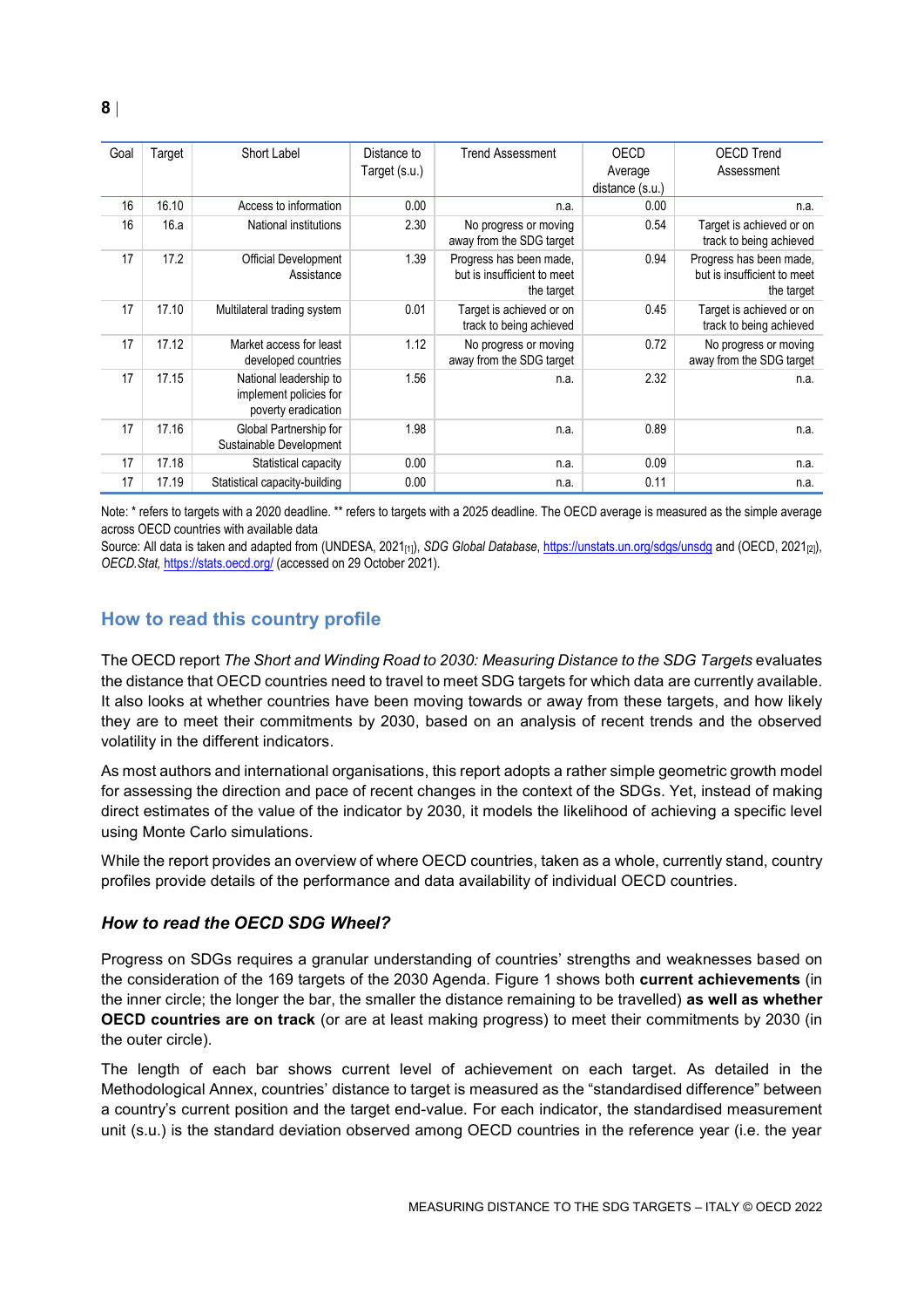| Goal | Target | Short Label | Distance to Target (s.u.) | Trend Assessment | OECD Average distance (s.u.) | OECD Trend Assessment |
|---|---|---|---|---|---|---|
| 16 | 16.10 | Access to information | 0.00 | n.a. | 0.00 | n.a. |
| 16 | 16.a | National institutions | 2.30 | No progress or moving away from the SDG target | 0.54 | Target is achieved or on track to being achieved |
| 17 | 17.2 | Official Development Assistance | 1.39 | Progress has been made, but is insufficient to meet the target | 0.94 | Progress has been made, but is insufficient to meet the target |
| 17 | 17.10 | Multilateral trading system | 0.01 | Target is achieved or on track to being achieved | 0.45 | Target is achieved or on track to being achieved |
| 17 | 17.12 | Market access for least developed countries | 1.12 | No progress or moving away from the SDG target | 0.72 | No progress or moving away from the SDG target |
| 17 | 17.15 | National leadership to implement policies for poverty eradication | 1.56 | n.a. | 2.32 | n.a. |
| 17 | 17.16 | Global Partnership for Sustainable Development | 1.98 | n.a. | 0.89 | n.a. |
| 17 | 17.18 | Statistical capacity | 0.00 | n.a. | 0.09 | n.a. |
| 17 | 17.19 | Statistical capacity-building | 0.00 | n.a. | 0.11 | n.a. |

Note: * refers to targets with a 2020 deadline. ** refers to targets with a 2025 deadline. The OECD average is measured as the simple average across OECD countries with available data

Source: All data is taken and adapted from (UNDESA, 2021[1]), *SDG Global Database*, https://unstats.un.org/sdgs/unsdg and (OECD, 2021[2]), *OECD.Stat*, https://stats.oecd.org/ (accessed on 29 October 2021).

## How to read this country profile

The OECD report *The Short and Winding Road to 2030: Measuring Distance to the SDG Targets* evaluates the distance that OECD countries need to travel to meet SDG targets for which data are currently available. It also looks at whether countries have been moving towards or away from these targets, and how likely they are to meet their commitments by 2030, based on an analysis of recent trends and the observed volatility in the different indicators.

As most authors and international organisations, this report adopts a rather simple geometric growth model for assessing the direction and pace of recent changes in the context of the SDGs. Yet, instead of making direct estimates of the value of the indicator by 2030, it models the likelihood of achieving a specific level using Monte Carlo simulations.

While the report provides an overview of where OECD countries, taken as a whole, currently stand, country profiles provide details of the performance and data availability of individual OECD countries.

### *How to read the OECD SDG Wheel?*

Progress on SDGs requires a granular understanding of countries' strengths and weaknesses based on the consideration of the 169 targets of the 2030 Agenda. Figure 1 shows both **current achievements** (in the inner circle; the longer the bar, the smaller the distance remaining to be travelled) **as well as whether OECD countries are on track** (or are at least making progress) to meet their commitments by 2030 (in the outer circle).

The length of each bar shows current level of achievement on each target. As detailed in the Methodological Annex, countries' distance to target is measured as the "standardised difference" between a country's current position and the target end-value. For each indicator, the standardised measurement unit (s.u.) is the standard deviation observed among OECD countries in the reference year (i.e. the year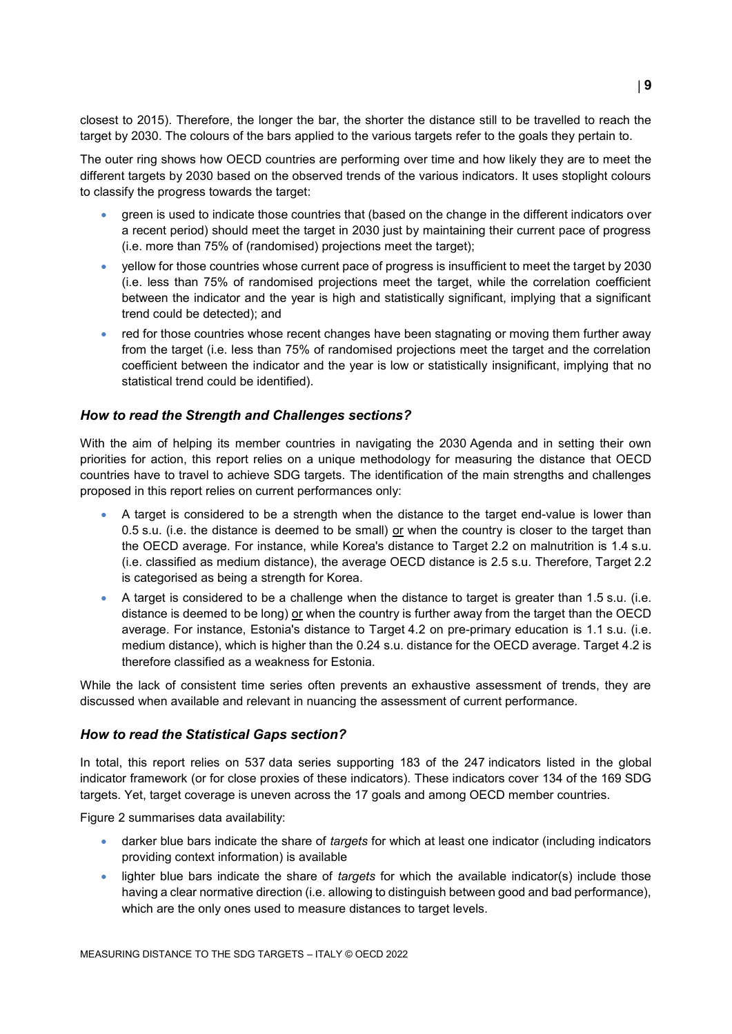closest to 2015). Therefore, the longer the bar, the shorter the distance still to be travelled to reach the target by 2030. The colours of the bars applied to the various targets refer to the goals they pertain to.

The outer ring shows how OECD countries are performing over time and how likely they are to meet the different targets by 2030 based on the observed trends of the various indicators. It uses stoplight colours to classify the progress towards the target:

- green is used to indicate those countries that (based on the change in the different indicators over a recent period) should meet the target in 2030 just by maintaining their current pace of progress (i.e. more than 75% of (randomised) projections meet the target);
- yellow for those countries whose current pace of progress is insufficient to meet the target by 2030 (i.e. less than 75% of randomised projections meet the target, while the correlation coefficient between the indicator and the year is high and statistically significant, implying that a significant trend could be detected); and
- red for those countries whose recent changes have been stagnating or moving them further away from the target (i.e. less than 75% of randomised projections meet the target and the correlation coefficient between the indicator and the year is low or statistically insignificant, implying that no statistical trend could be identified).

### *How to read the Strength and Challenges sections?*

With the aim of helping its member countries in navigating the 2030 Agenda and in setting their own priorities for action, this report relies on a unique methodology for measuring the distance that OECD countries have to travel to achieve SDG targets. The identification of the main strengths and challenges proposed in this report relies on current performances only:

- A target is considered to be a strength when the distance to the target end-value is lower than 0.5 s.u. (i.e. the distance is deemed to be small) <u>or</u> when the country is closer to the target than the OECD average. For instance, while Korea's distance to Target 2.2 on malnutrition is 1.4 s.u. (i.e. classified as medium distance), the average OECD distance is 2.5 s.u. Therefore, Target 2.2 is categorised as being a strength for Korea.
- A target is considered to be a challenge when the distance to target is greater than 1.5 s.u. (i.e. distance is deemed to be long) <u>or</u> when the country is further away from the target than the OECD average. For instance, Estonia's distance to Target 4.2 on pre-primary education is 1.1 s.u. (i.e. medium distance), which is higher than the 0.24 s.u. distance for the OECD average. Target 4.2 is therefore classified as a weakness for Estonia.

While the lack of consistent time series often prevents an exhaustive assessment of trends, they are discussed when available and relevant in nuancing the assessment of current performance.

### *How to read the Statistical Gaps section?*

In total, this report relies on 537 data series supporting 183 of the 247 indicators listed in the global indicator framework (or for close proxies of these indicators). These indicators cover 134 of the 169 SDG targets. Yet, target coverage is uneven across the 17 goals and among OECD member countries.

Figure 2 summarises data availability:

- darker blue bars indicate the share of *targets* for which at least one indicator (including indicators providing context information) is available
- lighter blue bars indicate the share of *targets* for which the available indicator(s) include those having a clear normative direction (i.e. allowing to distinguish between good and bad performance), which are the only ones used to measure distances to target levels.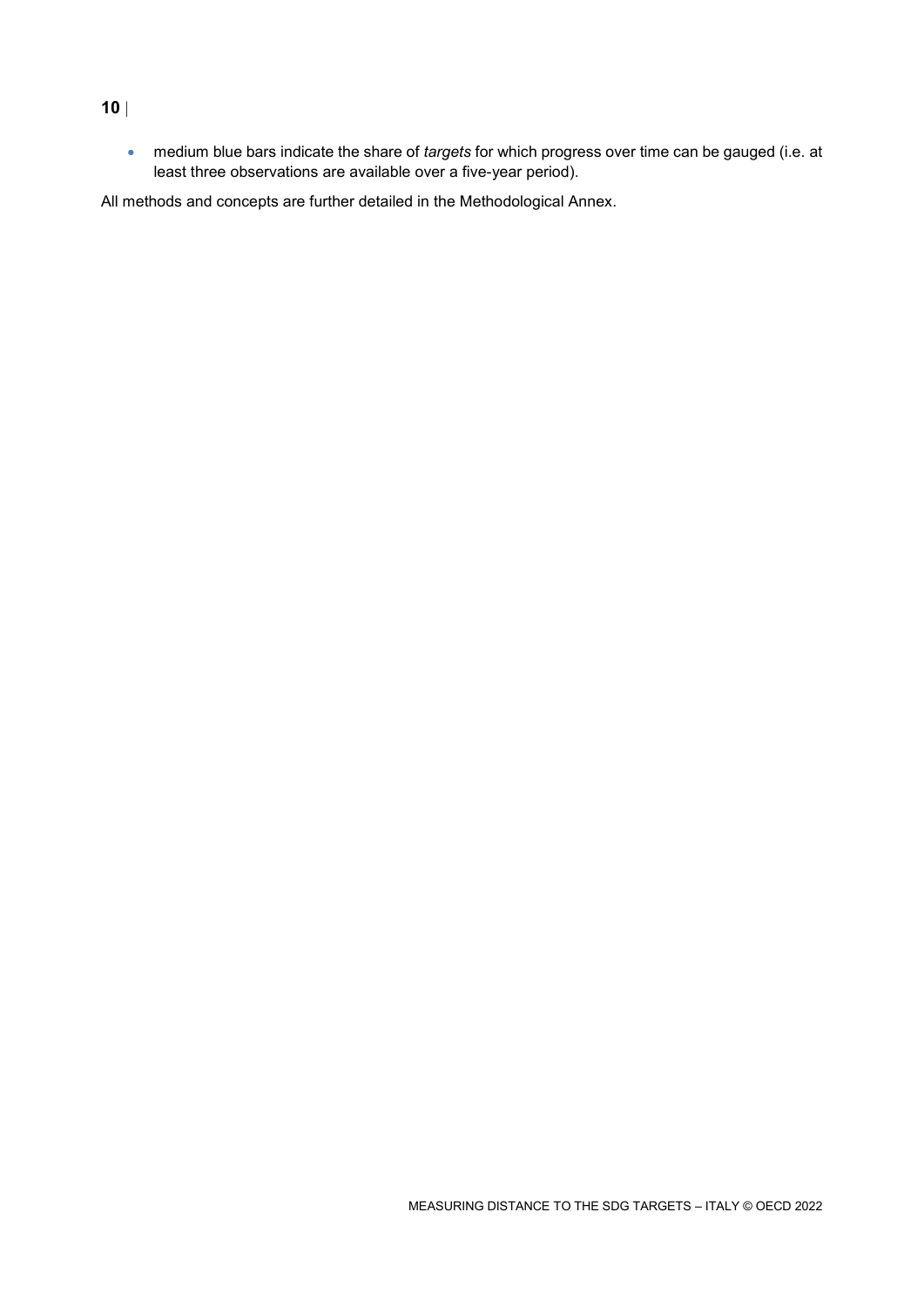- medium blue bars indicate the share of *targets* for which progress over time can be gauged (i.e. at least three observations are available over a five-year period).

All methods and concepts are further detailed in the Methodological Annex.